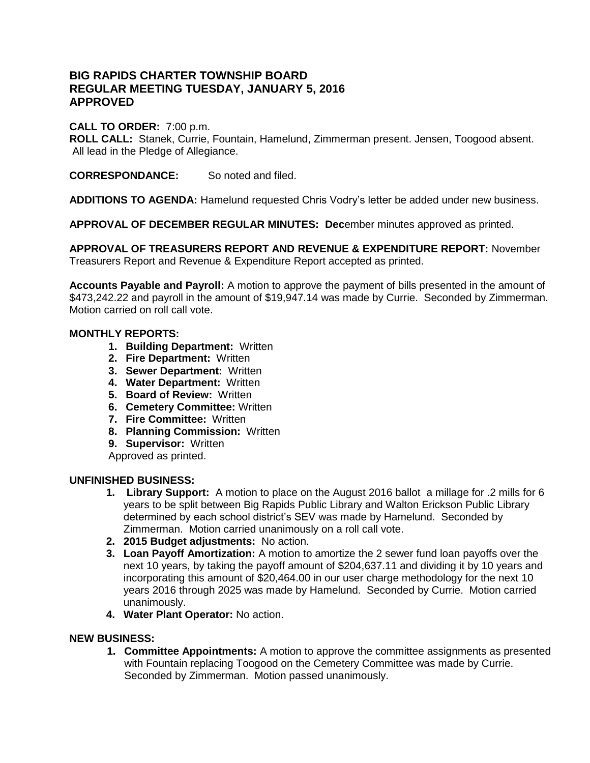# BIG RAPIDS CHARTER TOWNSHIP BOARD
# REGULAR MEETING TUESDAY, JANUARY 5, 2016
# APPROVED

**CALL TO ORDER:** 7:00 p.m.
**ROLL CALL:** Stanek, Currie, Fountain, Hamelund, Zimmerman present. Jensen, Toogood absent. All lead in the Pledge of Allegiance.

**CORRESPONDANCE:** So noted and filed.

**ADDITIONS TO AGENDA:** Hamelund requested Chris Vodry's letter be added under new business.

**APPROVAL OF DECEMBER REGULAR MINUTES: Dec**ember minutes approved as printed.

**APPROVAL OF TREASURERS REPORT AND REVENUE & EXPENDITURE REPORT:** November Treasurers Report and Revenue & Expenditure Report accepted as printed.

**Accounts Payable and Payroll:** A motion to approve the payment of bills presented in the amount of $473,242.22 and payroll in the amount of $19,947.14 was made by Currie. Seconded by Zimmerman. Motion carried on roll call vote.

**MONTHLY REPORTS:**

1. **Building Department:** Written
2. **Fire Department:** Written
3. **Sewer Department:** Written
4. **Water Department:** Written
5. **Board of Review:** Written
6. **Cemetery Committee:** Written
7. **Fire Committee:** Written
8. **Planning Commission:** Written
9. **Supervisor:** Written

Approved as printed.

**UNFINISHED BUSINESS:**

1. **Library Support:** A motion to place on the August 2016 ballot a millage for .2 mills for 6 years to be split between Big Rapids Public Library and Walton Erickson Public Library determined by each school district's SEV was made by Hamelund. Seconded by Zimmerman. Motion carried unanimously on a roll call vote.
2. **2015 Budget adjustments:** No action.
3. **Loan Payoff Amortization:** A motion to amortize the 2 sewer fund loan payoffs over the next 10 years, by taking the payoff amount of $204,637.11 and dividing it by 10 years and incorporating this amount of $20,464.00 in our user charge methodology for the next 10 years 2016 through 2025 was made by Hamelund. Seconded by Currie. Motion carried unanimously.
4. **Water Plant Operator:** No action.

**NEW BUSINESS:**

1. **Committee Appointments:** A motion to approve the committee assignments as presented with Fountain replacing Toogood on the Cemetery Committee was made by Currie. Seconded by Zimmerman. Motion passed unanimously.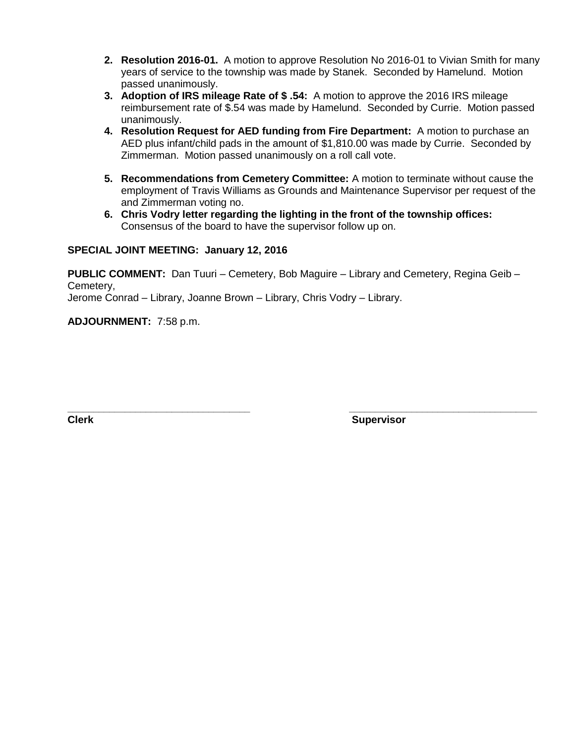2. **Resolution 2016-01.** A motion to approve Resolution No 2016-01 to Vivian Smith for many years of service to the township was made by Stanek. Seconded by Hamelund. Motion passed unanimously.
3. **Adoption of IRS mileage Rate of $ .54:** A motion to approve the 2016 IRS mileage reimbursement rate of $.54 was made by Hamelund. Seconded by Currie. Motion passed unanimously.
4. **Resolution Request for AED funding from Fire Department:** A motion to purchase an AED plus infant/child pads in the amount of $1,810.00 was made by Currie. Seconded by Zimmerman. Motion passed unanimously on a roll call vote.
5. **Recommendations from Cemetery Committee:** A motion to terminate without cause the employment of Travis Williams as Grounds and Maintenance Supervisor per request of the and Zimmerman voting no.
6. **Chris Vodry letter regarding the lighting in the front of the township offices:** Consensus of the board to have the supervisor follow up on.

**SPECIAL JOINT MEETING: January 12, 2016**

**PUBLIC COMMENT:** Dan Tuuri – Cemetery, Bob Maguire – Library and Cemetery, Regina Geib – Cemetery,
Jerome Conrad – Library, Joanne Brown – Library, Chris Vodry – Library.

**ADJOURNMENT:** 7:58 p.m.

\_\_\_\_\_\_\_\_\_\_\_\_\_\_\_\_\_\_\_\_\_\_\_\_\_\_\_\_\_\_\_\_ \_\_\_\_\_\_\_\_\_\_\_\_\_\_\_\_\_\_\_\_\_\_\_\_\_\_\_\_\_\_\_\_

**Clerk** **Supervisor**